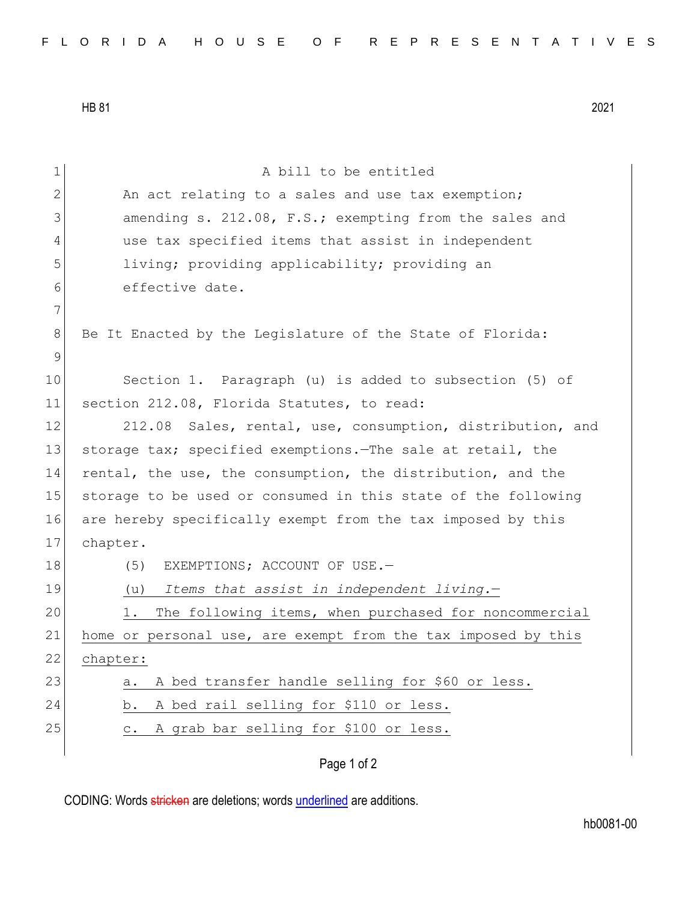HB 81 2021

A bill to be entitled

An act relating to a sales and use tax exemption; amending s. 212.08, F.S.; exempting from the sales and use tax specified items that assist in independent living; providing applicability; providing an effective date.

Be It Enacted by the Legislature of the State of Florida:

Section 1. Paragraph (u) is added to subsection (5) of section 212.08, Florida Statutes, to read:

212.08 Sales, rental, use, consumption, distribution, and storage tax; specified exemptions.—The sale at retail, the rental, the use, the consumption, the distribution, and the storage to be used or consumed in this state of the following are hereby specifically exempt from the tax imposed by this chapter.

(5) EXEMPTIONS; ACCOUNT OF USE.—

(u) *Items that assist in independent living.*—

1. The following items, when purchased for noncommercial home or personal use, are exempt from the tax imposed by this chapter:

a. A bed transfer handle selling for $60 or less.

b. A bed rail selling for $110 or less.

c. A grab bar selling for $100 or less.

CODING: Words stricken are deletions; words underlined are additions.

hb0081-00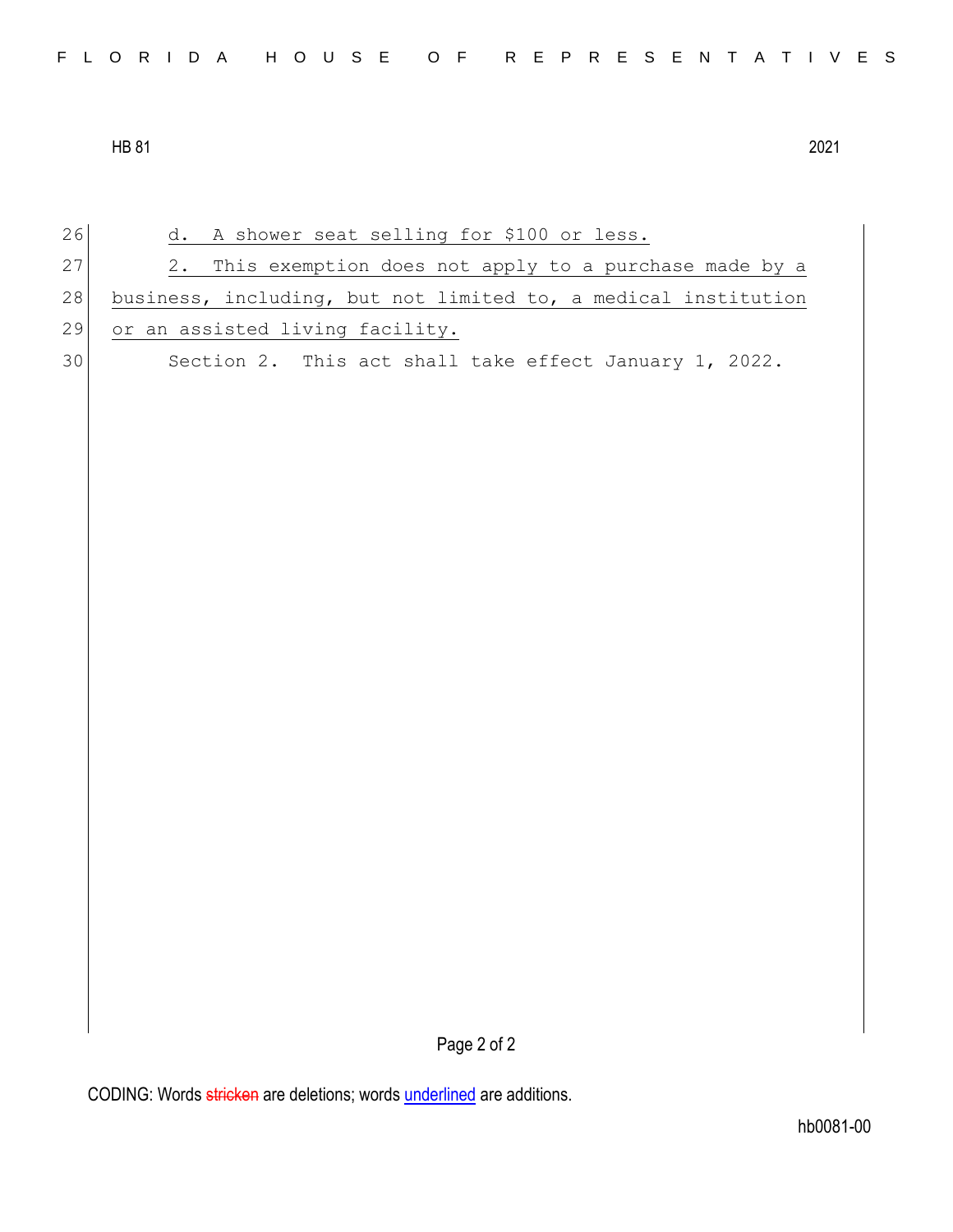d. A shower seat selling for $100 or less.

2. This exemption does not apply to a purchase made by a business, including, but not limited to, a medical institution or an assisted living facility.

Section 2. This act shall take effect January 1, 2022.